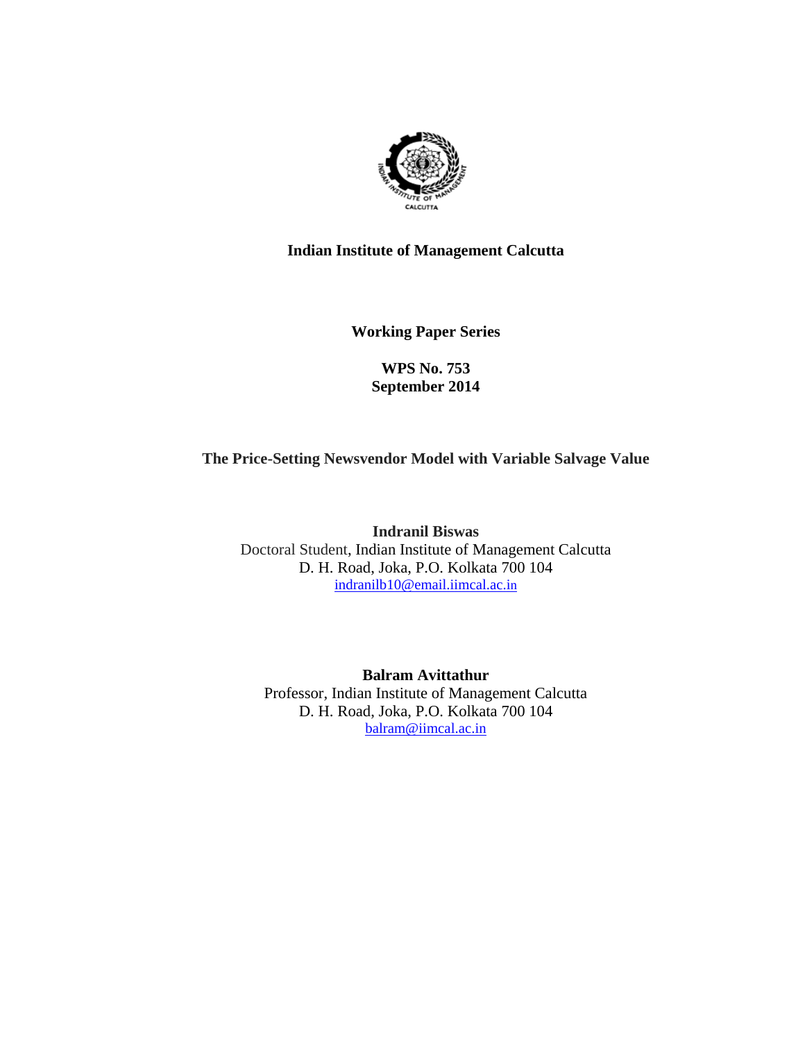**Indian Institute of Management Calcutta**

**Working Paper Series**

**WPS No. 753**
**September 2014**

# The Price-Setting Newsvendor Model with Variable Salvage Value

**Indranil Biswas**
Doctoral Student, Indian Institute of Management Calcutta
D. H. Road, Joka, P.O. Kolkata 700 104
indranilb10@email.iimcal.ac.in

**Balram Avittathur**
Professor, Indian Institute of Management Calcutta
D. H. Road, Joka, P.O. Kolkata 700 104
balram@iimcal.ac.in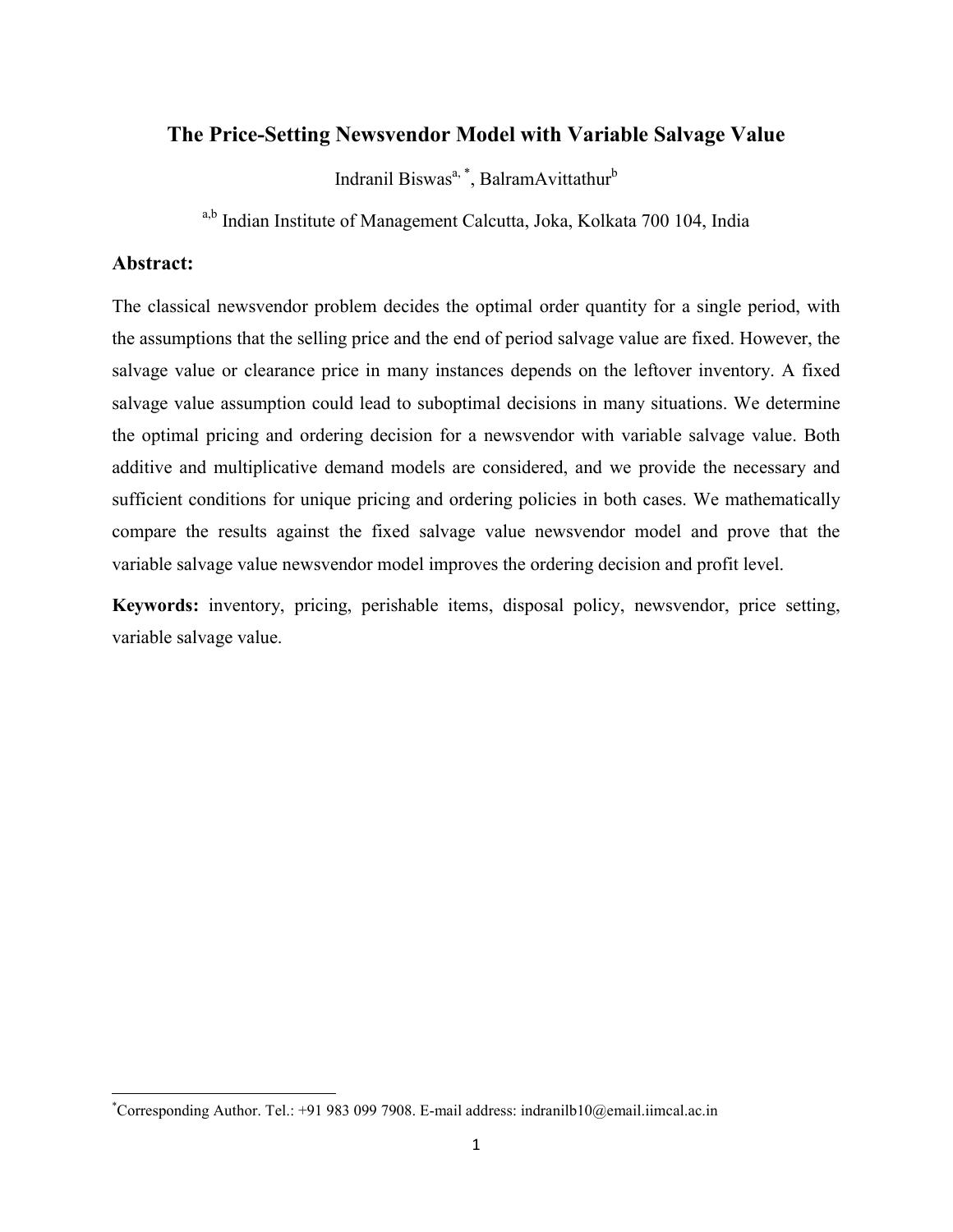# The Price-Setting Newsvendor Model with Variable Salvage Value

Indranil Biswas[a, *], BalramAvittathur[b]

[a,b] Indian Institute of Management Calcutta, Joka, Kolkata 700 104, India

## Abstract:

The classical newsvendor problem decides the optimal order quantity for a single period, with the assumptions that the selling price and the end of period salvage value are fixed. However, the salvage value or clearance price in many instances depends on the leftover inventory. A fixed salvage value assumption could lead to suboptimal decisions in many situations. We determine the optimal pricing and ordering decision for a newsvendor with variable salvage value. Both additive and multiplicative demand models are considered, and we provide the necessary and sufficient conditions for unique pricing and ordering policies in both cases. We mathematically compare the results against the fixed salvage value newsvendor model and prove that the variable salvage value newsvendor model improves the ordering decision and profit level.

**Keywords:** inventory, pricing, perishable items, disposal policy, newsvendor, price setting, variable salvage value.

---

[*] Corresponding Author. Tel.: +91 983 099 7908. E-mail address: indranilb10@email.iimcal.ac.in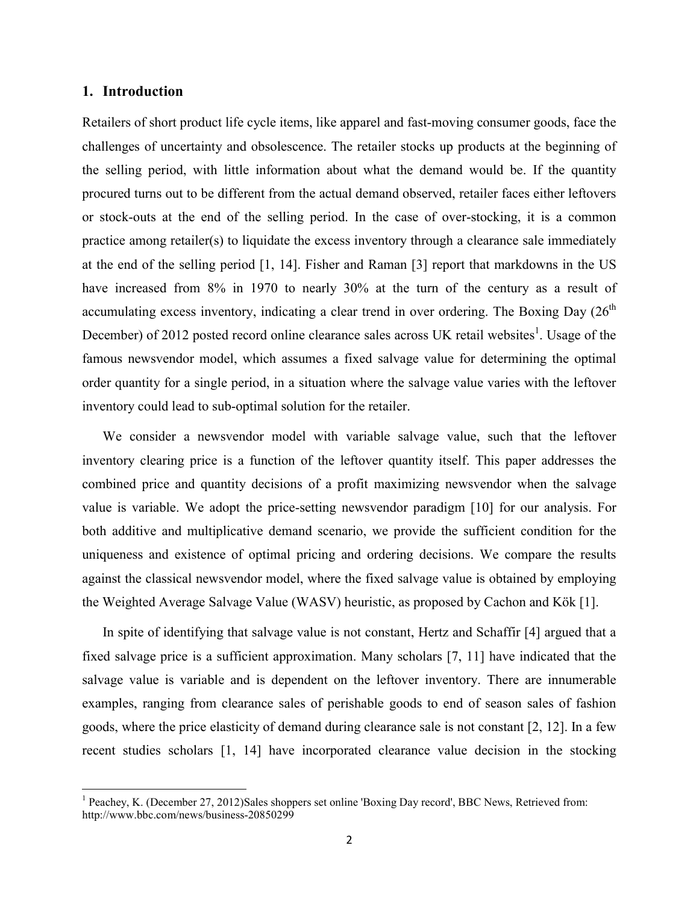## 1. Introduction

Retailers of short product life cycle items, like apparel and fast-moving consumer goods, face the challenges of uncertainty and obsolescence. The retailer stocks up products at the beginning of the selling period, with little information about what the demand would be. If the quantity procured turns out to be different from the actual demand observed, retailer faces either leftovers or stock-outs at the end of the selling period. In the case of over-stocking, it is a common practice among retailer(s) to liquidate the excess inventory through a clearance sale immediately at the end of the selling period [1, 14]. Fisher and Raman [3] report that markdowns in the US have increased from 8% in 1970 to nearly 30% at the turn of the century as a result of accumulating excess inventory, indicating a clear trend in over ordering. The Boxing Day (26th December) of 2012 posted record online clearance sales across UK retail websites[1]. Usage of the famous newsvendor model, which assumes a fixed salvage value for determining the optimal order quantity for a single period, in a situation where the salvage value varies with the leftover inventory could lead to sub-optimal solution for the retailer.

We consider a newsvendor model with variable salvage value, such that the leftover inventory clearing price is a function of the leftover quantity itself. This paper addresses the combined price and quantity decisions of a profit maximizing newsvendor when the salvage value is variable. We adopt the price-setting newsvendor paradigm [10] for our analysis. For both additive and multiplicative demand scenario, we provide the sufficient condition for the uniqueness and existence of optimal pricing and ordering decisions. We compare the results against the classical newsvendor model, where the fixed salvage value is obtained by employing the Weighted Average Salvage Value (WASV) heuristic, as proposed by Cachon and Kök [1].

In spite of identifying that salvage value is not constant, Hertz and Schaffir [4] argued that a fixed salvage price is a sufficient approximation. Many scholars [7, 11] have indicated that the salvage value is variable and is dependent on the leftover inventory. There are innumerable examples, ranging from clearance sales of perishable goods to end of season sales of fashion goods, where the price elasticity of demand during clearance sale is not constant [2, 12]. In a few recent studies scholars [1, 14] have incorporated clearance value decision in the stocking

[1] Peachey, K. (December 27, 2012)Sales shoppers set online 'Boxing Day record', BBC News, Retrieved from: http://www.bbc.com/news/business-20850299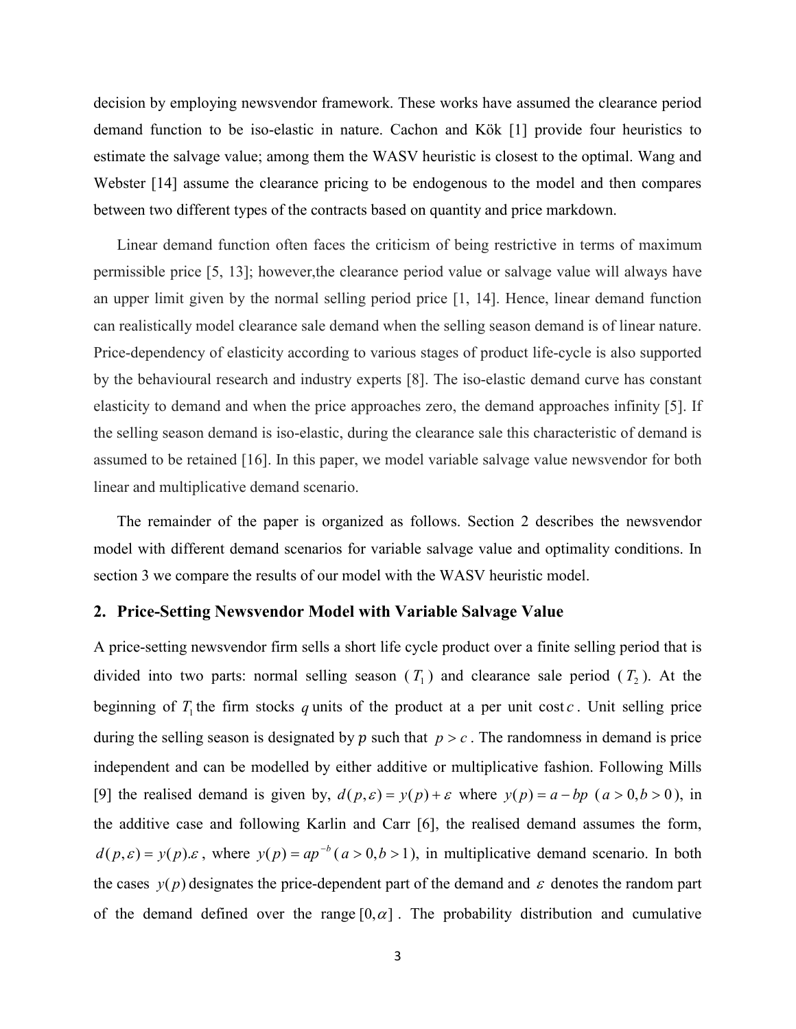decision by employing newsvendor framework. These works have assumed the clearance period demand function to be iso-elastic in nature. Cachon and Kök [1] provide four heuristics to estimate the salvage value; among them the WASV heuristic is closest to the optimal. Wang and Webster [14] assume the clearance pricing to be endogenous to the model and then compares between two different types of the contracts based on quantity and price markdown.

Linear demand function often faces the criticism of being restrictive in terms of maximum permissible price [5, 13]; however,the clearance period value or salvage value will always have an upper limit given by the normal selling period price [1, 14]. Hence, linear demand function can realistically model clearance sale demand when the selling season demand is of linear nature. Price-dependency of elasticity according to various stages of product life-cycle is also supported by the behavioural research and industry experts [8]. The iso-elastic demand curve has constant elasticity to demand and when the price approaches zero, the demand approaches infinity [5]. If the selling season demand is iso-elastic, during the clearance sale this characteristic of demand is assumed to be retained [16]. In this paper, we model variable salvage value newsvendor for both linear and multiplicative demand scenario.

The remainder of the paper is organized as follows. Section 2 describes the newsvendor model with different demand scenarios for variable salvage value and optimality conditions. In section 3 we compare the results of our model with the WASV heuristic model.

## 2. Price-Setting Newsvendor Model with Variable Salvage Value

A price-setting newsvendor firm sells a short life cycle product over a finite selling period that is divided into two parts: normal selling season ($T_1$) and clearance sale period ($T_2$). At the beginning of $T_1$ the firm stocks $q$ units of the product at a per unit cost $c$. Unit selling price during the selling season is designated by $p$ such that $p > c$. The randomness in demand is price independent and can be modelled by either additive or multiplicative fashion. Following Mills [9] the realised demand is given by, $d(p,\varepsilon) = y(p) + \varepsilon$ where $y(p) = a - bp$ ($a > 0, b > 0$), in the additive case and following Karlin and Carr [6], the realised demand assumes the form, $d(p,\varepsilon) = y(p).\varepsilon$, where $y(p) = ap^{-b}$ ($a > 0, b > 1$), in multiplicative demand scenario. In both the cases $y(p)$ designates the price-dependent part of the demand and $\varepsilon$ denotes the random part of the demand defined over the range $[0,\alpha]$. The probability distribution and cumulative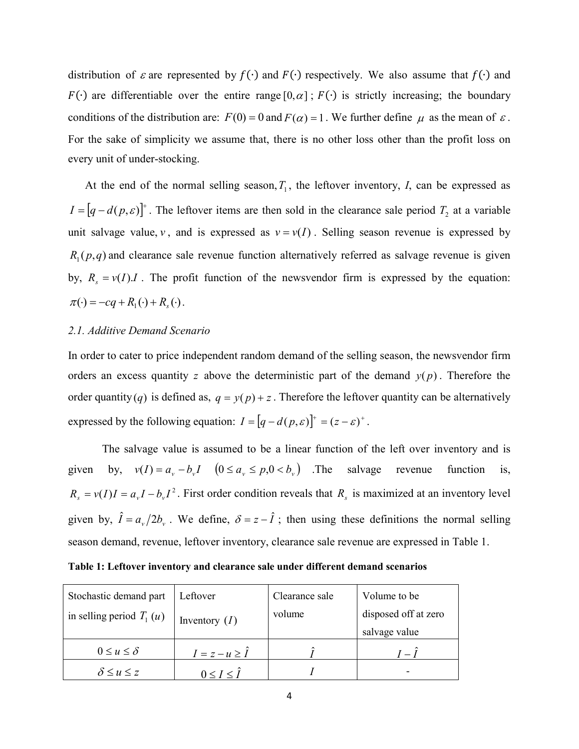distribution of $\varepsilon$ are represented by $f(\cdot)$ and $F(\cdot)$ respectively. We also assume that $f(\cdot)$ and $F(\cdot)$ are differentiable over the entire range $[0,\alpha]$ ; $F(\cdot)$ is strictly increasing; the boundary conditions of the distribution are: $F(0)=0$ and $F(\alpha)=1$. We further define $\mu$ as the mean of $\varepsilon$. For the sake of simplicity we assume that, there is no other loss other than the profit loss on every unit of under-stocking.

At the end of the normal selling season, $T_1$, the leftover inventory, $I$, can be expressed as $I=[q-d(p,\varepsilon)]^+$. The leftover items are then sold in the clearance sale period $T_2$ at a variable unit salvage value, $v$, and is expressed as $v=v(I)$. Selling season revenue is expressed by $R_1(p,q)$ and clearance sale revenue function alternatively referred as salvage revenue is given by, $R_s=v(I).I$. The profit function of the newsvendor firm is expressed by the equation: $\pi(\cdot)=-cq+R_1(\cdot)+R_s(\cdot)$.

### *2.1. Additive Demand Scenario*

In order to cater to price independent random demand of the selling season, the newsvendor firm orders an excess quantity $z$ above the deterministic part of the demand $y(p)$. Therefore the order quantity $(q)$ is defined as, $q=y(p)+z$. Therefore the leftover quantity can be alternatively expressed by the following equation: $I=[q-d(p,\varepsilon)]^+=(z-\varepsilon)^+$.

The salvage value is assumed to be a linear function of the left over inventory and is given by, $v(I)=a_v-b_vI \quad (0\le a_v\le p, 0<b_v)$ .The salvage revenue function is, $R_s=v(I)I=a_vI-b_vI^2$. First order condition reveals that $R_s$ is maximized at an inventory level given by, $\hat{I}=a_v/2b_v$. We define, $\delta=z-\hat{I}$; then using these definitions the normal selling season demand, revenue, leftover inventory, clearance sale revenue are expressed in Table 1.

**Table 1: Leftover inventory and clearance sale under different demand scenarios**

| Stochastic demand part in selling period $T_1$ $(u)$ | Leftover Inventory $(I)$ | Clearance sale volume | Volume to be disposed off at zero salvage value |
|---|---|---|---|
| $0\le u\le\delta$ | $I=z-u\ge\hat{I}$ | $\hat{I}$ | $I-\hat{I}$ |
| $\delta\le u\le z$ | $0\le I\le\hat{I}$ | $I$ | - |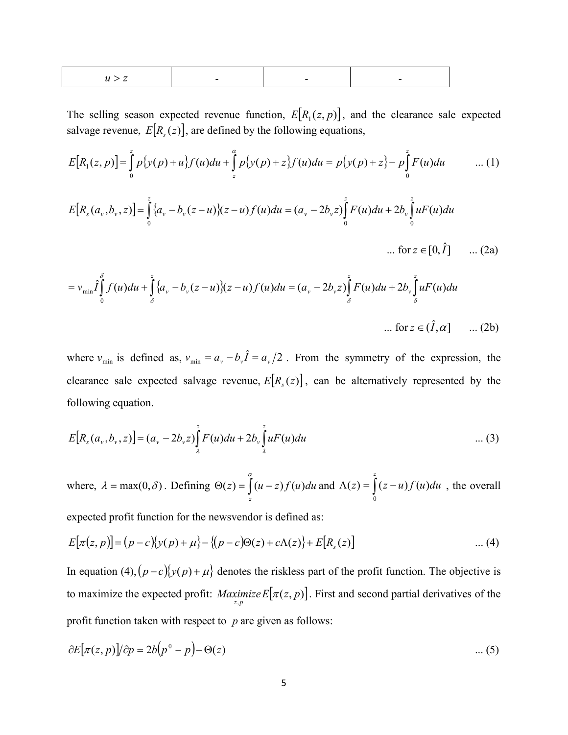| $u > z$ | - | - | - |
|---|---|---|---|

The selling season expected revenue function, $E[R_1(z,p)]$, and the clearance sale expected salvage revenue, $E[R_s(z)]$, are defined by the following equations,

$$E[R_1(z,p)] = \int_0^z p\{y(p)+u\}f(u)du + \int_z^\alpha p\{y(p)+z\}f(u)du = p\{y(p)+z\} - p\int_0^z F(u)du \quad \text{... (1)}$$

$$E[R_s(a_v,b_v,z)] = \int_0^z \{a_v - b_v(z-u)\}(z-u)f(u)du = (a_v - 2b_v z)\int_0^z F(u)du + 2b_v\int_0^z uF(u)du$$

$$\text{... for } z \in [0,\hat{I}] \quad \text{... (2a)}$$

$$= v_{\min}\hat{I}\int_0^\delta f(u)du + \int_\delta^z \{a_v - b_v(z-u)\}(z-u)f(u)du = (a_v - 2b_v z)\int_\delta^z F(u)du + 2b_v\int_\delta^z uF(u)du$$

$$\text{... for } z \in (\hat{I},\alpha] \quad \text{... (2b)}$$

where $v_{\min}$ is defined as, $v_{\min} = a_v - b_v\hat{I} = a_v/2$. From the symmetry of the expression, the clearance sale expected salvage revenue, $E[R_s(z)]$, can be alternatively represented by the following equation.

$$E[R_s(a_v,b_v,z)] = (a_v - 2b_v z)\int_\lambda^z F(u)du + 2b_v\int_\lambda^z uF(u)du \quad \text{... (3)}$$

where, $\lambda = \max(0,\delta)$. Defining $\Theta(z) = \int_z^\alpha (u-z)f(u)du$ and $\Lambda(z) = \int_0^z (z-u)f(u)du$, the overall expected profit function for the newsvendor is defined as:

$$E[\pi(z,p)] = (p-c)\{y(p)+\mu\} - \{(p-c)\Theta(z) + c\Lambda(z)\} + E[R_s(z)] \quad \text{... (4)}$$

In equation (4), $(p-c)\{y(p)+\mu\}$ denotes the riskless part of the profit function. The objective is to maximize the expected profit: $\underset{z,p}{Maximize}\, E[\pi(z,p)]$. First and second partial derivatives of the profit function taken with respect to $p$ are given as follows:

$$\partial E[\pi(z,p)]/\partial p = 2b(p^0 - p) - \Theta(z) \quad \text{... (5)}$$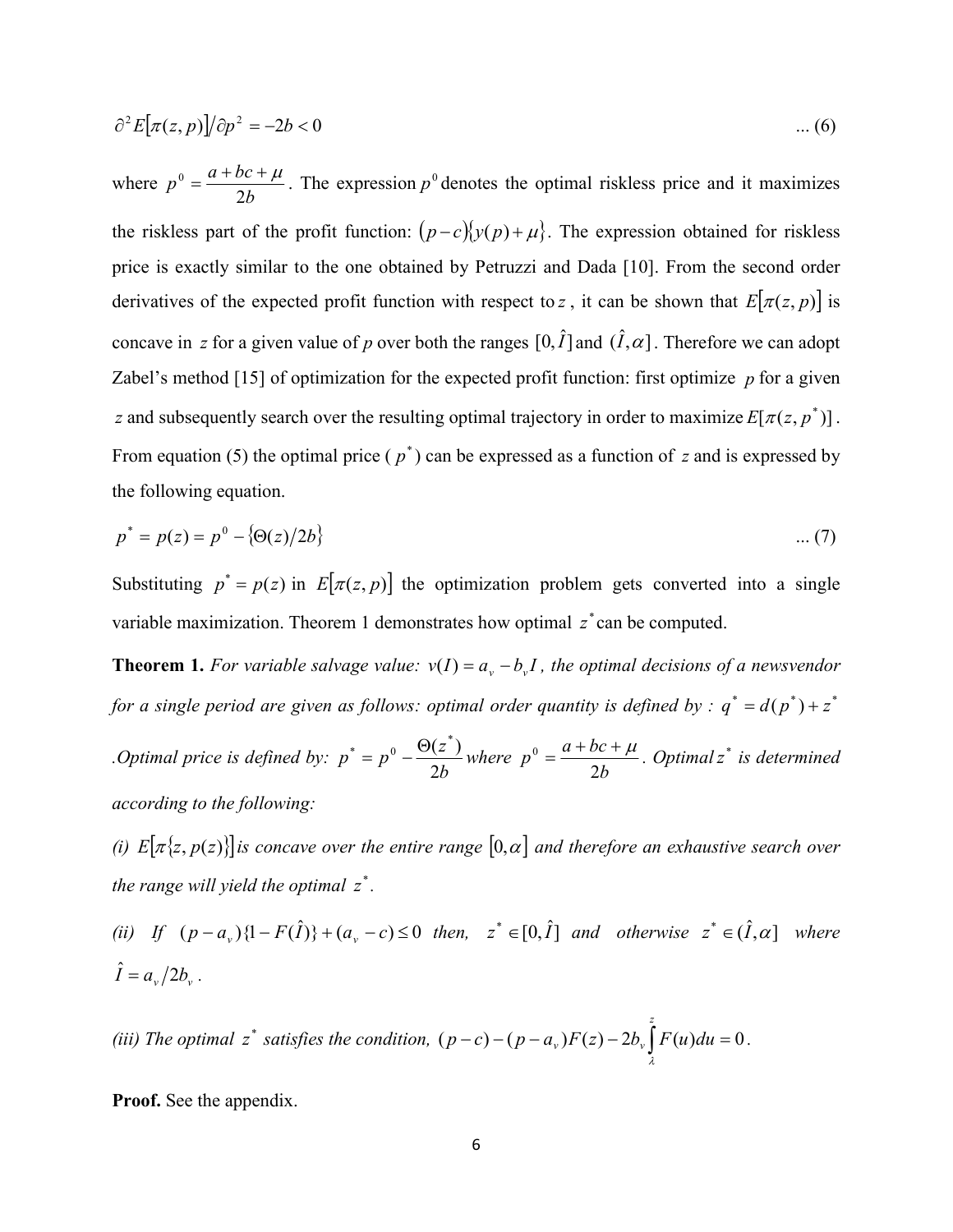$$\partial^2 E[\pi(z,p)]/\partial p^2 = -2b < 0 \qquad \text{... (6)}$$

where $p^0 = \dfrac{a + bc + \mu}{2b}$. The expression $p^0$ denotes the optimal riskless price and it maximizes the riskless part of the profit function: $(p-c)\{y(p)+\mu\}$. The expression obtained for riskless price is exactly similar to the one obtained by Petruzzi and Dada [10]. From the second order derivatives of the expected profit function with respect to $z$, it can be shown that $E[\pi(z,p)]$ is concave in $z$ for a given value of $p$ over both the ranges $[0,\hat{I}]$ and $(\hat{I},\alpha]$. Therefore we can adopt Zabel's method [15] of optimization for the expected profit function: first optimize $p$ for a given $z$ and subsequently search over the resulting optimal trajectory in order to maximize $E[\pi(z,p^*)]$. From equation (5) the optimal price ($p^*$) can be expressed as a function of $z$ and is expressed by the following equation.

$$p^* = p(z) = p^0 - \{\Theta(z)/2b\} \qquad \text{... (7)}$$

Substituting $p^* = p(z)$ in $E[\pi(z,p)]$ the optimization problem gets converted into a single variable maximization. Theorem 1 demonstrates how optimal $z^*$ can be computed.

**Theorem 1.** *For variable salvage value: $v(I) = a_v - b_v I$, the optimal decisions of a newsvendor for a single period are given as follows: optimal order quantity is defined by : $q^* = d(p^*) + z^*$ .Optimal price is defined by: $p^* = p^0 - \dfrac{\Theta(z^*)}{2b}$ where $p^0 = \dfrac{a + bc + \mu}{2b}$. Optimal $z^*$ is determined according to the following:*

*(i) $E[\pi\{z, p(z)\}]$ is concave over the entire range $[0,\alpha]$ and therefore an exhaustive search over the range will yield the optimal $z^*$.*

*(ii) If $(p - a_v)\{1 - F(\hat{I})\} + (a_v - c) \le 0$ then, $z^* \in [0,\hat{I}]$ and otherwise $z^* \in (\hat{I},\alpha]$ where $\hat{I} = a_v/2b_v$.*

*(iii) The optimal $z^*$ satisfies the condition, $(p - c) - (p - a_v)F(z) - 2b_v \int_{\lambda}^{z} F(u)du = 0$.*

**Proof.** See the appendix.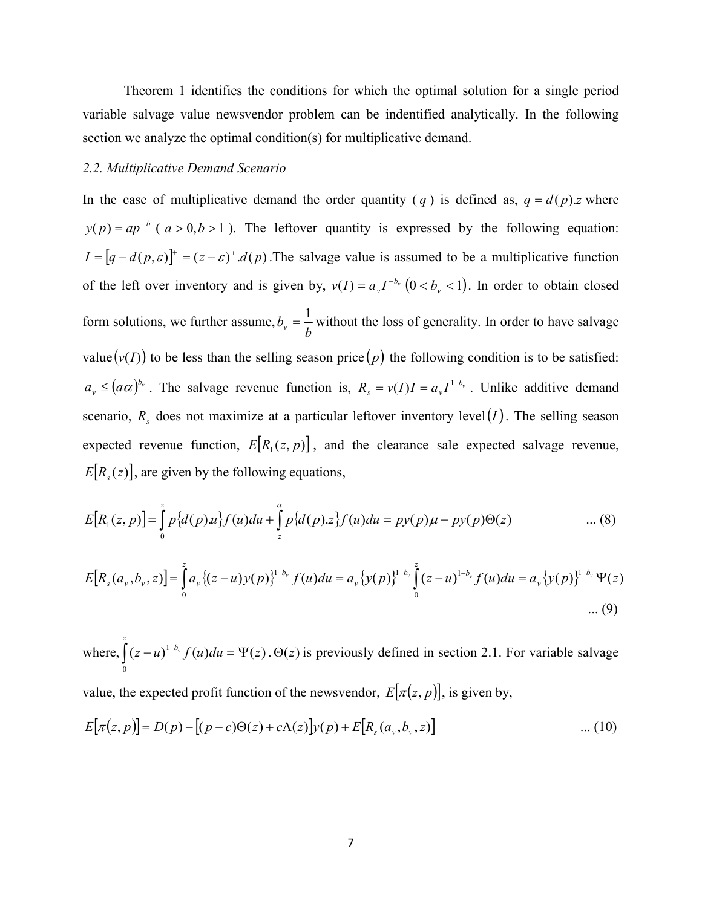Theorem 1 identifies the conditions for which the optimal solution for a single period variable salvage value newsvendor problem can be indentified analytically. In the following section we analyze the optimal condition(s) for multiplicative demand.

### *2.2. Multiplicative Demand Scenario*

In the case of multiplicative demand the order quantity ($q$) is defined as, $q = d(p).z$ where $y(p) = ap^{-b}$ ($a > 0, b > 1$). The leftover quantity is expressed by the following equation: $I = [q - d(p,\varepsilon)]^{+} = (z - \varepsilon)^{+}.d(p)$. The salvage value is assumed to be a multiplicative function of the left over inventory and is given by, $v(I) = a_v I^{-b_v}$ $(0 < b_v < 1)$. In order to obtain closed form solutions, we further assume, $b_v = \frac{1}{b}$ without the loss of generality. In order to have salvage value $(v(I))$ to be less than the selling season price $(p)$ the following condition is to be satisfied: $a_v \leq (a\alpha)^{b_v}$. The salvage revenue function is, $R_s = v(I)I = a_v I^{1-b_v}$. Unlike additive demand scenario, $R_s$ does not maximize at a particular leftover inventory level $(I)$. The selling season expected revenue function, $E[R_1(z,p)]$, and the clearance sale expected salvage revenue, $E[R_s(z)]$, are given by the following equations,

$$E[R_1(z,p)] = \int_0^z p\{d(p).u\}f(u)du + \int_z^{\alpha} p\{d(p).z\}f(u)du = py(p)\mu - py(p)\Theta(z) \qquad \text{... (8)}$$

$$E[R_s(a_v,b_v,z)] = \int_0^z a_v\{(z-u)y(p)\}^{1-b_v} f(u)du = a_v\{y(p)\}^{1-b_v}\int_0^z (z-u)^{1-b_v} f(u)du = a_v\{y(p)\}^{1-b_v}\Psi(z) \qquad \text{... (9)}$$

where, $\int_0^z (z-u)^{1-b_v} f(u)du = \Psi(z)$. $\Theta(z)$ is previously defined in section 2.1. For variable salvage value, the expected profit function of the newsvendor, $E[\pi(z,p)]$, is given by,

$$E[\pi(z,p)] = D(p) - [(p-c)\Theta(z) + c\Lambda(z)]y(p) + E[R_s(a_v,b_v,z)] \qquad \text{... (10)}$$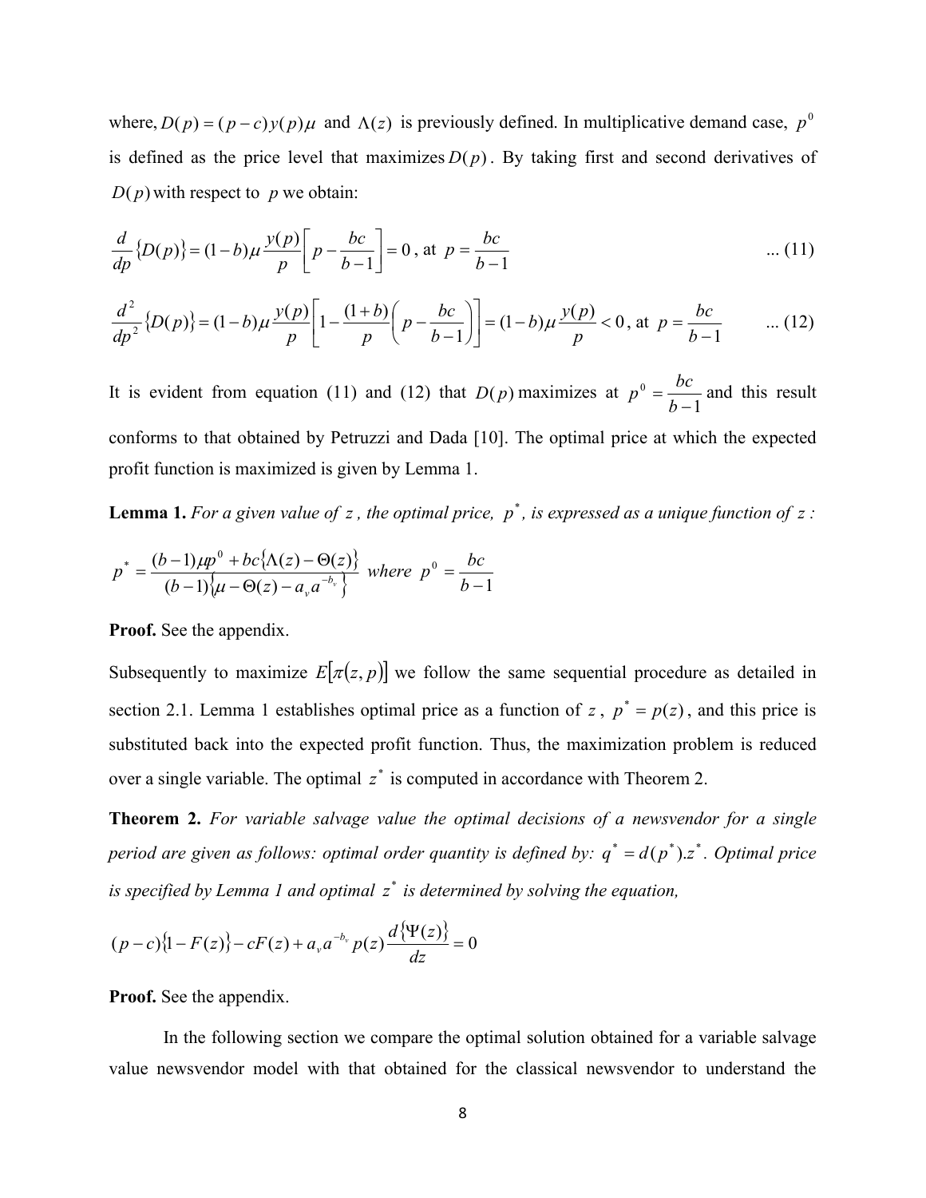where, $D(p) = (p-c)y(p)\mu$ and $\Lambda(z)$ is previously defined. In multiplicative demand case, $p^0$ is defined as the price level that maximizes $D(p)$. By taking first and second derivatives of $D(p)$ with respect to $p$ we obtain:

$$\frac{d}{dp}\{D(p)\} = (1-b)\mu \frac{y(p)}{p}\left[p - \frac{bc}{b-1}\right] = 0 \text{, at } p = \frac{bc}{b-1} \qquad \text{... (11)}$$

$$\frac{d^2}{dp^2}\{D(p)\} = (1-b)\mu \frac{y(p)}{p}\left[1 - \frac{(1+b)}{p}\left(p - \frac{bc}{b-1}\right)\right] = (1-b)\mu \frac{y(p)}{p} < 0 \text{, at } p = \frac{bc}{b-1} \qquad \text{... (12)}$$

It is evident from equation (11) and (12) that $D(p)$ maximizes at $p^0 = \frac{bc}{b-1}$ and this result conforms to that obtained by Petruzzi and Dada [10]. The optimal price at which the expected profit function is maximized is given by Lemma 1.

**Lemma 1.** *For a given value of $z$, the optimal price, $p^*$, is expressed as a unique function of $z$:*

$$p^* = \frac{(b-1)\mu p^0 + bc\{\Lambda(z) - \Theta(z)\}}{(b-1)\{\mu - \Theta(z) - a_v a^{-b_v}\}} \text{ where } p^0 = \frac{bc}{b-1}$$

**Proof.** See the appendix.

Subsequently to maximize $E[\pi(z,p)]$ we follow the same sequential procedure as detailed in section 2.1. Lemma 1 establishes optimal price as a function of $z$, $p^* = p(z)$, and this price is substituted back into the expected profit function. Thus, the maximization problem is reduced over a single variable. The optimal $z^*$ is computed in accordance with Theorem 2.

**Theorem 2.** *For variable salvage value the optimal decisions of a newsvendor for a single period are given as follows: optimal order quantity is defined by: $q^* = d(p^*).z^*$. Optimal price is specified by Lemma 1 and optimal $z^*$ is determined by solving the equation,*

$$(p-c)\{1 - F(z)\} - cF(z) + a_v a^{-b_v} p(z)\frac{d\{\Psi(z)\}}{dz} = 0$$

**Proof.** See the appendix.

In the following section we compare the optimal solution obtained for a variable salvage value newsvendor model with that obtained for the classical newsvendor to understand the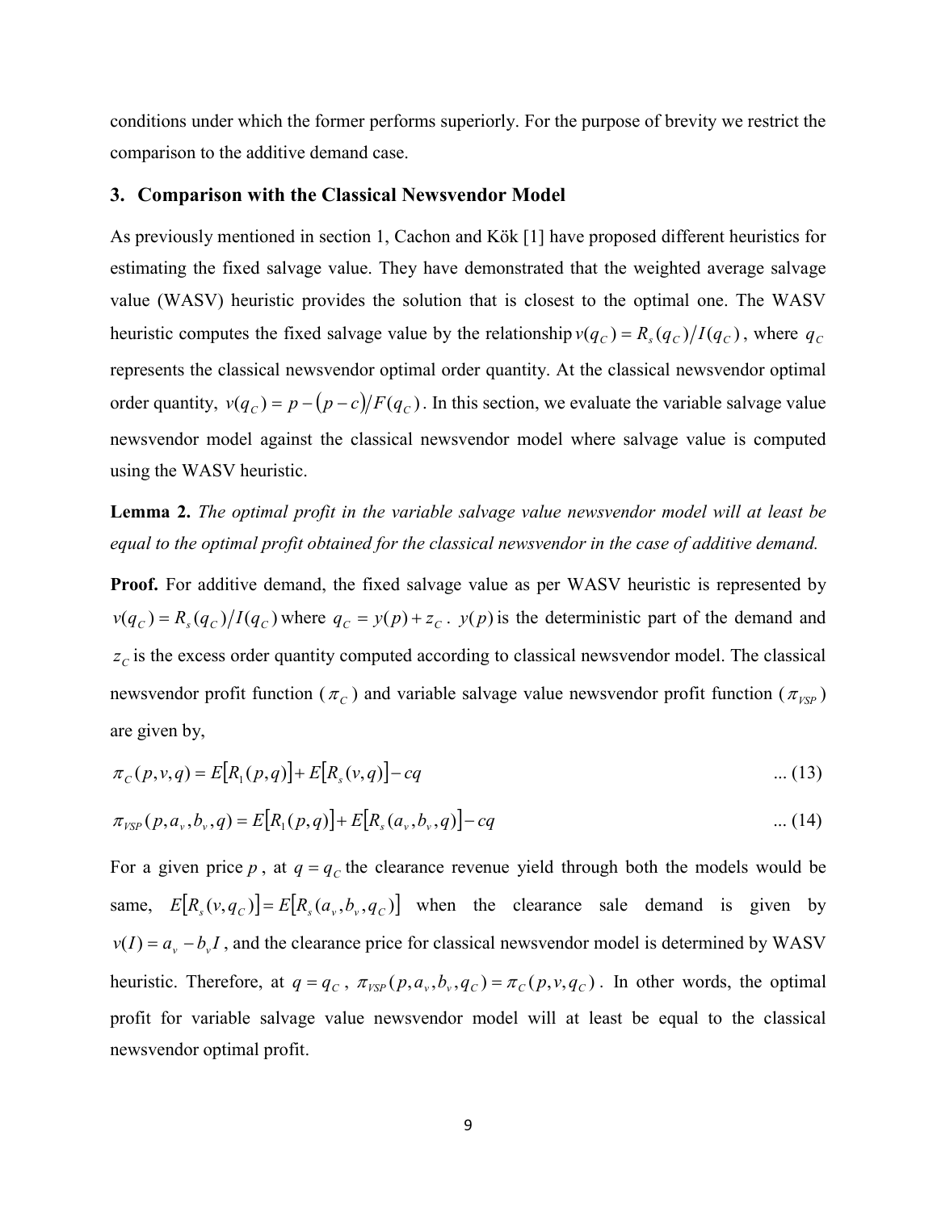conditions under which the former performs superiorly. For the purpose of brevity we restrict the comparison to the additive demand case.

## 3. Comparison with the Classical Newsvendor Model

As previously mentioned in section 1, Cachon and Kök [1] have proposed different heuristics for estimating the fixed salvage value. They have demonstrated that the weighted average salvage value (WASV) heuristic provides the solution that is closest to the optimal one. The WASV heuristic computes the fixed salvage value by the relationship $v(q_C) = R_s(q_C)/I(q_C)$, where $q_C$ represents the classical newsvendor optimal order quantity. At the classical newsvendor optimal order quantity, $v(q_C) = p - (p - c)/F(q_C)$. In this section, we evaluate the variable salvage value newsvendor model against the classical newsvendor model where salvage value is computed using the WASV heuristic.

**Lemma 2.** *The optimal profit in the variable salvage value newsvendor model will at least be equal to the optimal profit obtained for the classical newsvendor in the case of additive demand.*

**Proof.** For additive demand, the fixed salvage value as per WASV heuristic is represented by $v(q_C) = R_s(q_C)/I(q_C)$ where $q_C = y(p) + z_C$. $y(p)$ is the deterministic part of the demand and $z_C$ is the excess order quantity computed according to classical newsvendor model. The classical newsvendor profit function ($\pi_C$) and variable salvage value newsvendor profit function ($\pi_{VSP}$) are given by,

$$\pi_C(p, v, q) = E[R_1(p, q)] + E[R_s(v, q)] - cq \qquad \text{... (13)}$$

$$\pi_{VSP}(p, a_v, b_v, q) = E[R_1(p, q)] + E[R_s(a_v, b_v, q)] - cq \qquad \text{... (14)}$$

For a given price $p$, at $q = q_C$ the clearance revenue yield through both the models would be same, $E[R_s(v, q_C)] = E[R_s(a_v, b_v, q_C)]$ when the clearance sale demand is given by $v(I) = a_v - b_v I$, and the clearance price for classical newsvendor model is determined by WASV heuristic. Therefore, at $q = q_C$, $\pi_{VSP}(p, a_v, b_v, q_C) = \pi_C(p, v, q_C)$. In other words, the optimal profit for variable salvage value newsvendor model will at least be equal to the classical newsvendor optimal profit.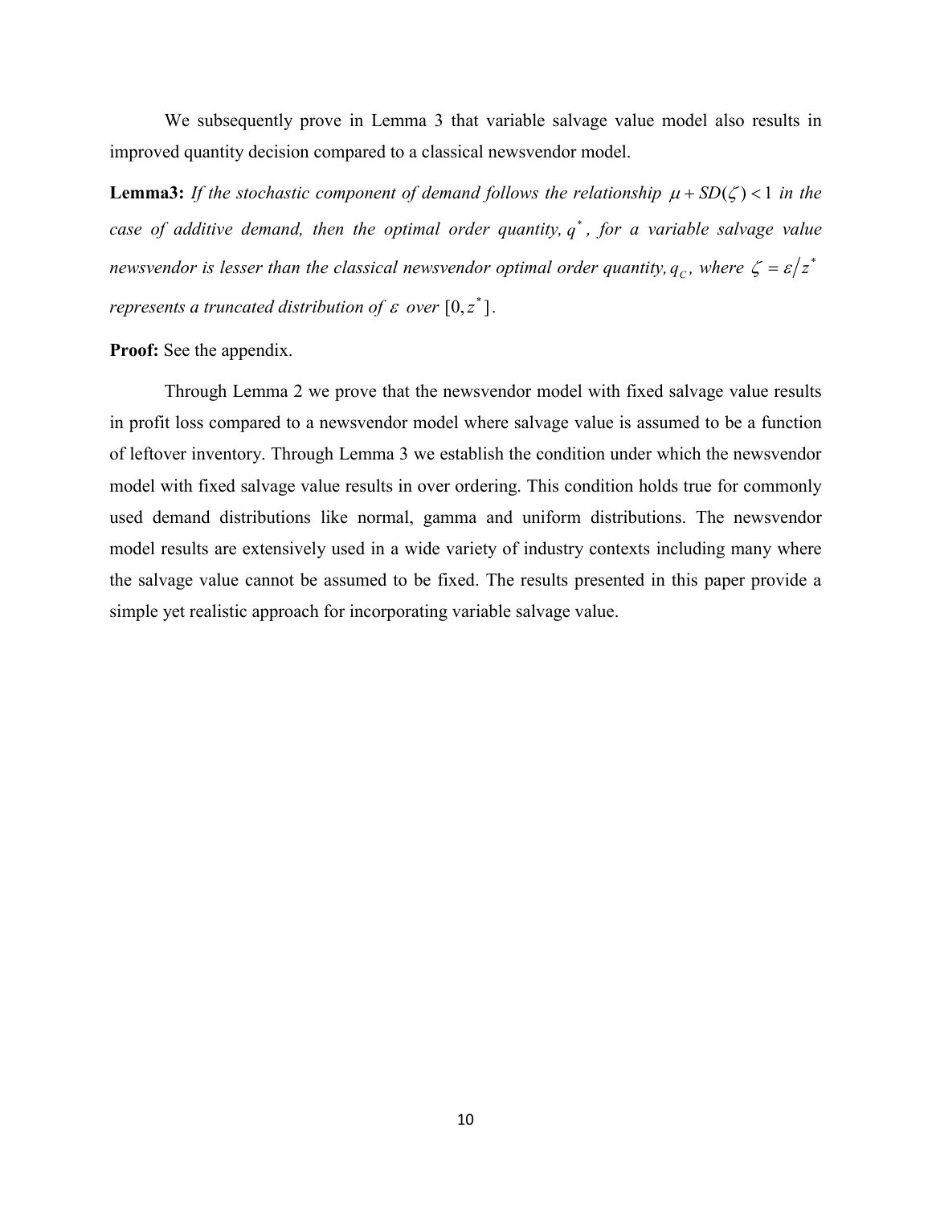We subsequently prove in Lemma 3 that variable salvage value model also results in improved quantity decision compared to a classical newsvendor model.

**Lemma3:** *If the stochastic component of demand follows the relationship* $\mu + SD(\zeta) < 1$ *in the case of additive demand, then the optimal order quantity,* $q^*$ *, for a variable salvage value newsvendor is lesser than the classical newsvendor optimal order quantity,* $q_C$ *, where* $\zeta = \varepsilon / z^*$ *represents a truncated distribution of* $\varepsilon$ *over* $[0, z^*]$ *.*

**Proof:** See the appendix.

Through Lemma 2 we prove that the newsvendor model with fixed salvage value results in profit loss compared to a newsvendor model where salvage value is assumed to be a function of leftover inventory. Through Lemma 3 we establish the condition under which the newsvendor model with fixed salvage value results in over ordering. This condition holds true for commonly used demand distributions like normal, gamma and uniform distributions. The newsvendor model results are extensively used in a wide variety of industry contexts including many where the salvage value cannot be assumed to be fixed. The results presented in this paper provide a simple yet realistic approach for incorporating variable salvage value.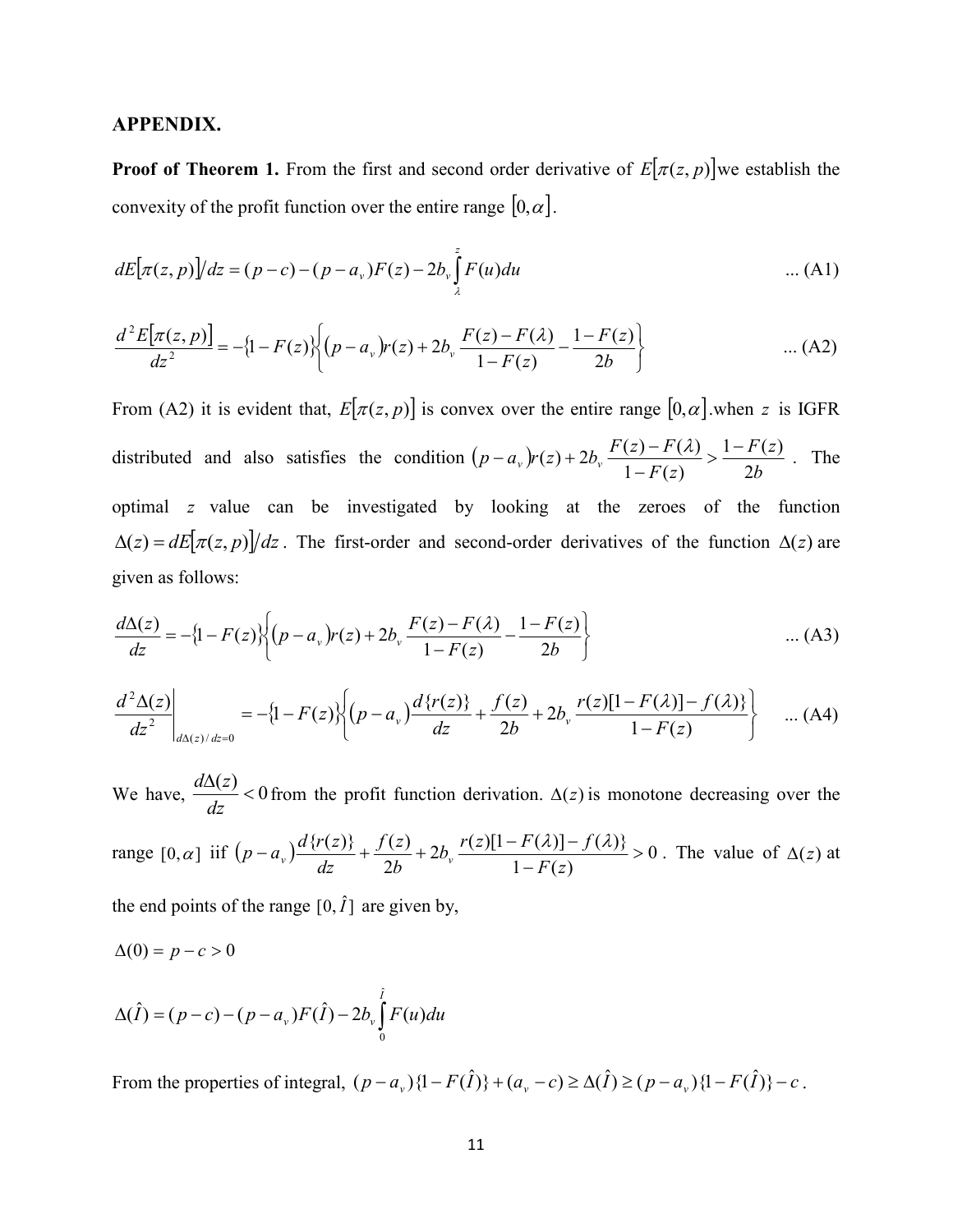**APPENDIX.**

**Proof of Theorem 1.** From the first and second order derivative of $E[\pi(z,p)]$ we establish the convexity of the profit function over the entire range $[0,\alpha]$.

$$dE[\pi(z,p)]/dz = (p-c)-(p-a_v)F(z)-2b_v\int_{\lambda}^{z}F(u)du \qquad \text{... (A1)}$$

$$\frac{d^2E[\pi(z,p)]}{dz^2} = -\{1-F(z)\}\left\{(p-a_v)r(z)+2b_v\frac{F(z)-F(\lambda)}{1-F(z)}-\frac{1-F(z)}{2b}\right\} \qquad \text{... (A2)}$$

From (A2) it is evident that, $E[\pi(z,p)]$ is convex over the entire range $[0,\alpha]$.when $z$ is IGFR distributed and also satisfies the condition $(p-a_v)r(z)+2b_v\frac{F(z)-F(\lambda)}{1-F(z)} > \frac{1-F(z)}{2b}$. The optimal $z$ value can be investigated by looking at the zeroes of the function $\Delta(z) = dE[\pi(z,p)]/dz$. The first-order and second-order derivatives of the function $\Delta(z)$ are given as follows:

$$\frac{d\Delta(z)}{dz} = -\{1-F(z)\}\left\{(p-a_v)r(z)+2b_v\frac{F(z)-F(\lambda)}{1-F(z)}-\frac{1-F(z)}{2b}\right\} \qquad \text{... (A3)}$$

$$\left.\frac{d^2\Delta(z)}{dz^2}\right|_{d\Delta(z)/dz=0} = -\{1-F(z)\}\left\{(p-a_v)\frac{d\{r(z)\}}{dz}+\frac{f(z)}{2b}+2b_v\frac{r(z)[1-F(\lambda)]-f(\lambda)\}}{1-F(z)}\right\} \qquad \text{... (A4)}$$

We have, $\frac{d\Delta(z)}{dz} < 0$ from the profit function derivation. $\Delta(z)$ is monotone decreasing over the range $[0,\alpha]$ iif $(p-a_v)\frac{d\{r(z)\}}{dz}+\frac{f(z)}{2b}+2b_v\frac{r(z)[1-F(\lambda)]-f(\lambda)\}}{1-F(z)} > 0$. The value of $\Delta(z)$ at the end points of the range $[0,\hat{I}]$ are given by,

$\Delta(0) = p-c > 0$

$$\Delta(\hat{I}) = (p-c)-(p-a_v)F(\hat{I})-2b_v\int_{0}^{\hat{I}}F(u)du$$

From the properties of integral, $(p-a_v)\{1-F(\hat{I})\}+(a_v-c) \geq \Delta(\hat{I}) \geq (p-a_v)\{1-F(\hat{I})\}-c$.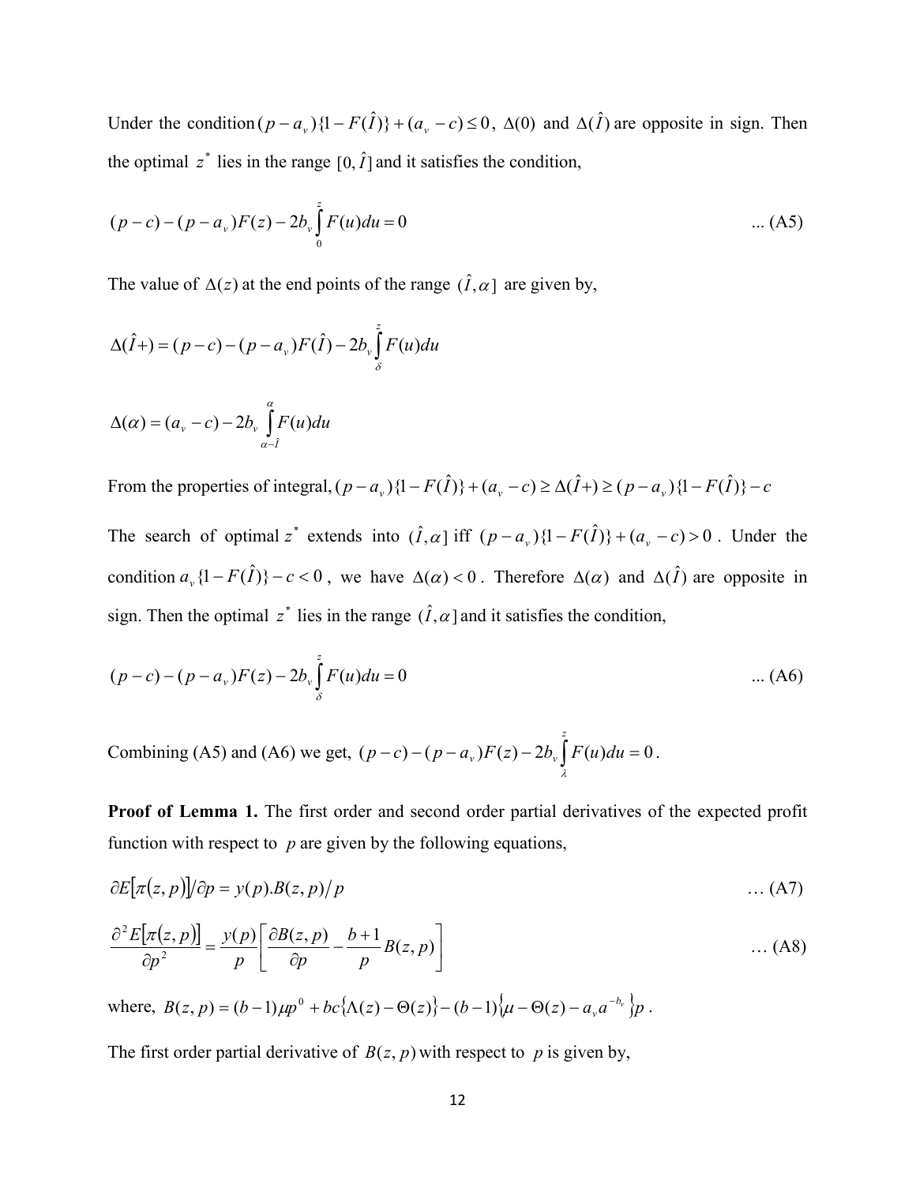Under the condition $(p-a_v)\{1-F(\hat{I})\}+(a_v-c)\le 0$, $\Delta(0)$ and $\Delta(\hat{I})$ are opposite in sign. Then the optimal $z^*$ lies in the range $[0,\hat{I}]$ and it satisfies the condition,

$$(p-c)-(p-a_v)F(z)-2b_v\int_0^z F(u)du=0 \quad \text{... (A5)}$$

The value of $\Delta(z)$ at the end points of the range $(\hat{I},\alpha]$ are given by,

$$\Delta(\hat{I}+)=(p-c)-(p-a_v)F(\hat{I})-2b_v\int_\delta^z F(u)du$$

$$\Delta(\alpha)=(a_v-c)-2b_v\int_{\alpha-\hat{I}}^{\alpha} F(u)du$$

From the properties of integral, $(p-a_v)\{1-F(\hat{I})\}+(a_v-c)\ge\Delta(\hat{I}+)\ge(p-a_v)\{1-F(\hat{I})\}-c$

The search of optimal $z^*$ extends into $(\hat{I},\alpha]$ iff $(p-a_v)\{1-F(\hat{I})\}+(a_v-c)>0$. Under the condition $a_v\{1-F(\hat{I})\}-c<0$, we have $\Delta(\alpha)<0$. Therefore $\Delta(\alpha)$ and $\Delta(\hat{I})$ are opposite in sign. Then the optimal $z^*$ lies in the range $(\hat{I},\alpha]$ and it satisfies the condition,

$$(p-c)-(p-a_v)F(z)-2b_v\int_\delta^z F(u)du=0 \quad \text{... (A6)}$$

Combining (A5) and (A6) we get, $(p-c)-(p-a_v)F(z)-2b_v\int_\lambda^z F(u)du=0$.

**Proof of Lemma 1.** The first order and second order partial derivatives of the expected profit function with respect to $p$ are given by the following equations,

$$\partial E[\pi(z,p)]/\partial p = y(p).B(z,p)/p \quad \text{… (A7)}$$

$$\frac{\partial^2 E[\pi(z,p)]}{\partial p^2}=\frac{y(p)}{p}\left[\frac{\partial B(z,p)}{\partial p}-\frac{b+1}{p}B(z,p)\right] \quad \text{… (A8)}$$

where, $B(z,p)=(b-1)\mu p^0+bc\{\Lambda(z)-\Theta(z)\}-(b-1)\{\mu-\Theta(z)-a_v a^{-b_v}\}p$.

The first order partial derivative of $B(z,p)$ with respect to $p$ is given by,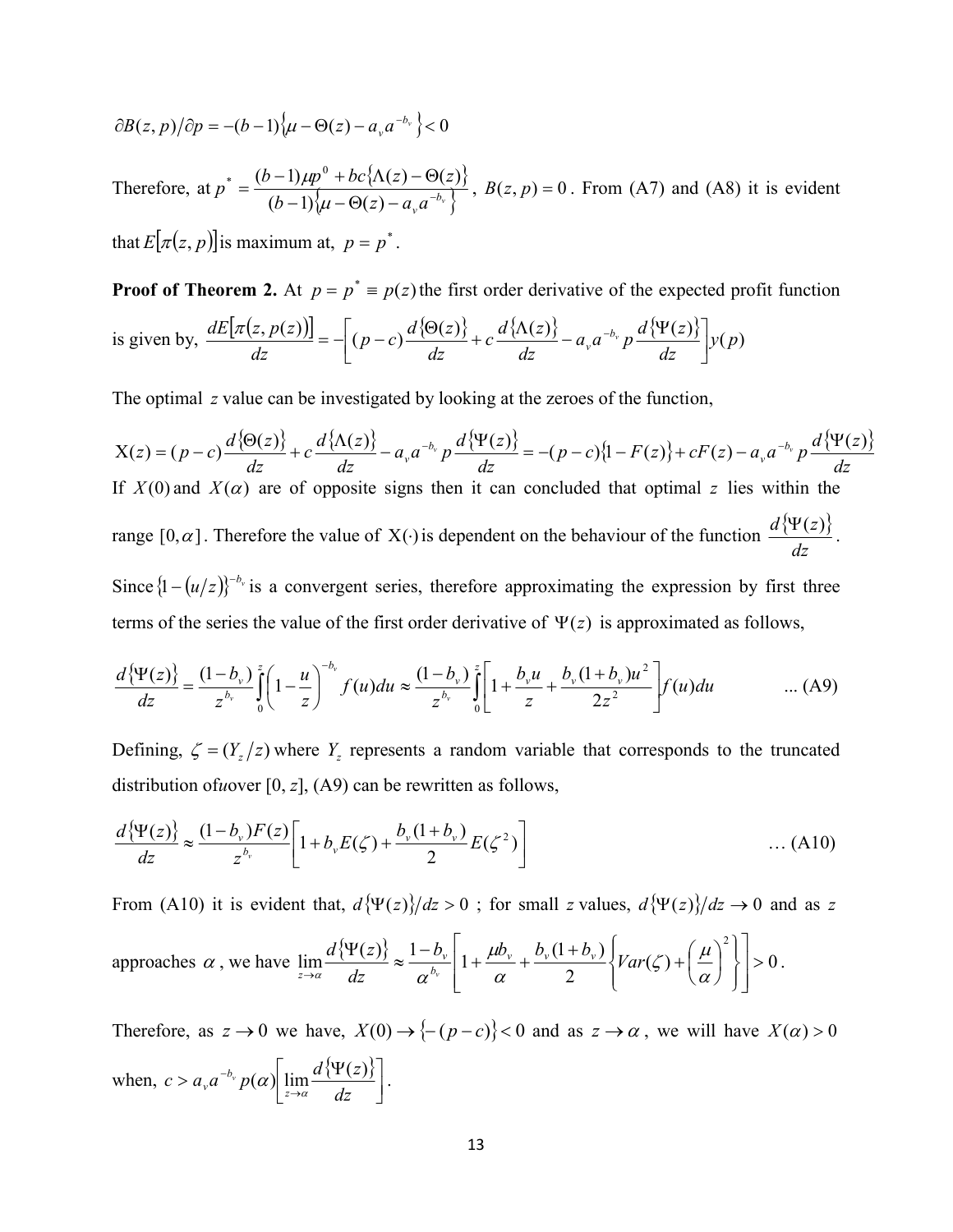$\partial B(z,p)/\partial p = -(b-1)\left\{\mu - \Theta(z) - a_v a^{-b_v}\right\} < 0$

Therefore, at $p^* = \dfrac{(b-1)\mu p^0 + bc\{\Lambda(z) - \Theta(z)\}}{(b-1)\left\{\mu - \Theta(z) - a_v a^{-b_v}\right\}}$, $B(z,p) = 0$. From (A7) and (A8) it is evident that $E[\pi(z,p)]$ is maximum at, $p = p^*$.

**Proof of Theorem 2.** At $p = p^* \equiv p(z)$ the first order derivative of the expected profit function is given by, $\dfrac{dE[\pi(z,p(z))]}{dz} = -\left[(p-c)\dfrac{d\{\Theta(z)\}}{dz} + c\dfrac{d\{\Lambda(z)\}}{dz} - a_v a^{-b_v} p \dfrac{d\{\Psi(z)\}}{dz}\right] y(p)$

The optimal $z$ value can be investigated by looking at the zeroes of the function,

$$\mathrm{X}(z) = (p-c)\frac{d\{\Theta(z)\}}{dz} + c\frac{d\{\Lambda(z)\}}{dz} - a_v a^{-b_v} p \frac{d\{\Psi(z)\}}{dz} = -(p-c)\{1 - F(z)\} + cF(z) - a_v a^{-b_v} p \frac{d\{\Psi(z)\}}{dz}$$

If $X(0)$ and $X(\alpha)$ are of opposite signs then it can concluded that optimal $z$ lies within the range $[0,\alpha]$. Therefore the value of $\mathrm{X}(\cdot)$ is dependent on the behaviour of the function $\dfrac{d\{\Psi(z)\}}{dz}$.

Since $\{1 - (u/z)\}^{-b_v}$ is a convergent series, therefore approximating the expression by first three terms of the series the value of the first order derivative of $\Psi(z)$ is approximated as follows,

$$\frac{d\{\Psi(z)\}}{dz} = \frac{(1-b_v)}{z^{b_v}} \int_0^z \left(1 - \frac{u}{z}\right)^{-b_v} f(u)du \approx \frac{(1-b_v)}{z^{b_v}} \int_0^z \left[1 + \frac{b_v u}{z} + \frac{b_v(1+b_v)u^2}{2z^2}\right] f(u)du \qquad \text{... (A9)}$$

Defining, $\zeta = (Y_z/z)$ where $Y_z$ represents a random variable that corresponds to the truncated distribution of $u$ over $[0, z]$, (A9) can be rewritten as follows,

$$\frac{d\{\Psi(z)\}}{dz} \approx \frac{(1-b_v)F(z)}{z^{b_v}}\left[1 + b_v E(\zeta) + \frac{b_v(1+b_v)}{2}E(\zeta^2)\right] \qquad \text{… (A10)}$$

From (A10) it is evident that, $d\{\Psi(z)\}/dz > 0$; for small $z$ values, $d\{\Psi(z)\}/dz \to 0$ and as $z$ approaches $\alpha$, we have $\lim\limits_{z \to \alpha} \dfrac{d\{\Psi(z)\}}{dz} \approx \dfrac{1-b_v}{\alpha^{b_v}}\left[1 + \dfrac{\mu b_v}{\alpha} + \dfrac{b_v(1+b_v)}{2}\left\{Var(\zeta) + \left(\dfrac{\mu}{\alpha}\right)^2\right\}\right] > 0$.

Therefore, as $z \to 0$ we have, $X(0) \to \{-(p-c)\} < 0$ and as $z \to \alpha$, we will have $X(\alpha) > 0$ when, $c > a_v a^{-b_v} p(\alpha)\left[\lim\limits_{z \to \alpha} \dfrac{d\{\Psi(z)\}}{dz}\right]$.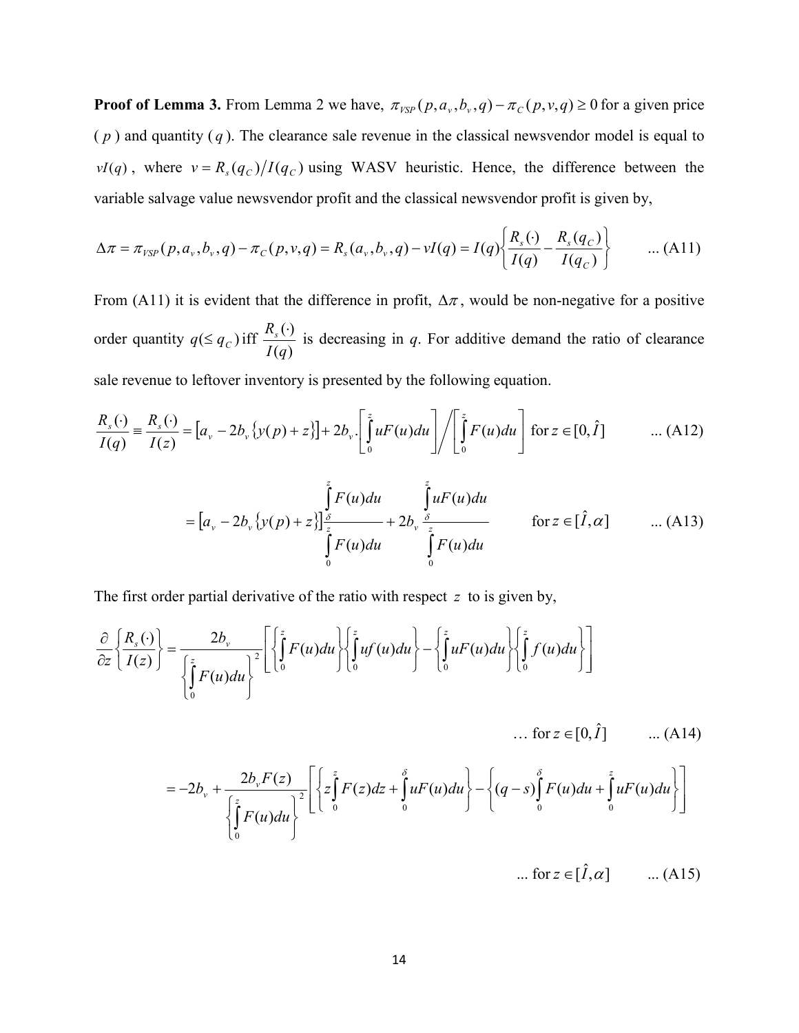**Proof of Lemma 3.** From Lemma 2 we have, $\pi_{VSP}(p, a_v, b_v, q) - \pi_C(p, v, q) \geq 0$ for a given price ($p$) and quantity ($q$). The clearance sale revenue in the classical newsvendor model is equal to $vI(q)$, where $v = R_s(q_C)/I(q_C)$ using WASV heuristic. Hence, the difference between the variable salvage value newsvendor profit and the classical newsvendor profit is given by,

$$\Delta\pi = \pi_{VSP}(p, a_v, b_v, q) - \pi_C(p, v, q) = R_s(a_v, b_v, q) - vI(q) = I(q)\left\{\frac{R_s(\cdot)}{I(q)} - \frac{R_s(q_C)}{I(q_C)}\right\} \quad \text{... (A11)}$$

From (A11) it is evident that the difference in profit, $\Delta\pi$, would be non-negative for a positive order quantity $q(\leq q_C)$ iff $\dfrac{R_s(\cdot)}{I(q)}$ is decreasing in $q$. For additive demand the ratio of clearance sale revenue to leftover inventory is presented by the following equation.

$$\frac{R_s(\cdot)}{I(q)} \equiv \frac{R_s(\cdot)}{I(z)} = \left[a_v - 2b_v\{y(p) + z\}\right] + 2b_v \cdot \left[\int_0^z uF(u)du\right] \Big/ \left[\int_0^z F(u)du\right] \text{ for } z \in [0, \hat{I}] \quad \text{... (A12)}$$

$$= \left[a_v - 2b_v\{y(p) + z\}\right]\frac{\int_\delta^z F(u)du}{\int_0^z F(u)du} + 2b_v \frac{\int_\delta^z uF(u)du}{\int_0^z F(u)du} \qquad \text{for } z \in [\hat{I}, \alpha] \quad \text{... (A13)}$$

The first order partial derivative of the ratio with respect $z$ to is given by,

$$\frac{\partial}{\partial z}\left\{\frac{R_s(\cdot)}{I(z)}\right\} = \frac{2b_v}{\left\{\int_0^z F(u)du\right\}^2}\left[\left\{\int_0^z F(u)du\right\}\left\{\int_0^z uf(u)du\right\} - \left\{\int_0^z uF(u)du\right\}\left\{\int_0^z f(u)du\right\}\right]$$

$$\ldots \text{ for } z \in [0, \hat{I}] \quad \text{... (A14)}$$

$$= -2b_v + \frac{2b_v F(z)}{\left\{\int_0^z F(u)du\right\}^2}\left[\left\{z\int_0^z F(z)dz + \int_0^\delta uF(u)du\right\} - \left\{(q-s)\int_0^\delta F(u)du + \int_0^z uF(u)du\right\}\right]$$

$$\ldots \text{ for } z \in [\hat{I}, \alpha] \quad \text{... (A15)}$$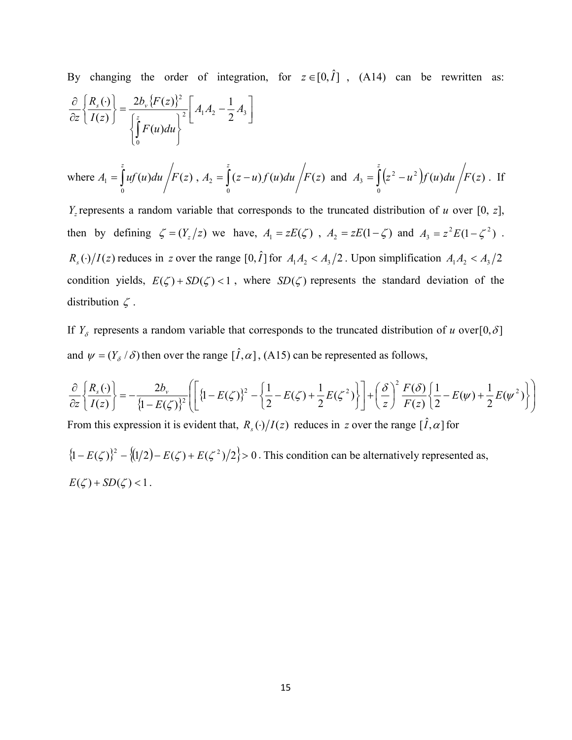By changing the order of integration, for $z \in [0, \hat{I}]$, (A14) can be rewritten as:

$$\frac{\partial}{\partial z}\left\{\frac{R_s(\cdot)}{I(z)}\right\} = \frac{2b_v \{F(z)\}^2}{\left\{\int_0^z F(u)du\right\}^2}\left[A_1 A_2 - \frac{1}{2}A_3\right]$$

where $A_1 = \int_0^z uf(u)du \Big/ F(z)$, $A_2 = \int_0^z (z-u)f(u)du \Big/ F(z)$ and $A_3 = \int_0^z \left(z^2 - u^2\right)f(u)du \Big/ F(z)$. If $Y_z$ represents a random variable that corresponds to the truncated distribution of $u$ over [0, $z$], then by defining $\zeta = (Y_z/z)$ we have, $A_1 = zE(\zeta)$, $A_2 = zE(1-\zeta)$ and $A_3 = z^2 E(1-\zeta^2)$. $R_s(\cdot)/I(z)$ reduces in $z$ over the range $[0, \hat{I}]$ for $A_1 A_2 < A_3/2$. Upon simplification $A_1 A_2 < A_3/2$ condition yields, $E(\zeta) + SD(\zeta) < 1$, where $SD(\zeta)$ represents the standard deviation of the distribution $\zeta$.

If $Y_\delta$ represents a random variable that corresponds to the truncated distribution of $u$ over $[0, \delta]$ and $\psi = (Y_\delta / \delta)$ then over the range $[\hat{I}, \alpha]$, (A15) can be represented as follows,

$$\frac{\partial}{\partial z}\left\{\frac{R_s(\cdot)}{I(z)}\right\} = -\frac{2b_v}{\{1-E(\zeta)\}^2}\left(\left[\{1-E(\zeta)\}^2 - \left\{\frac{1}{2} - E(\zeta) + \frac{1}{2}E(\zeta^2)\right\}\right] + \left(\frac{\delta}{z}\right)^2 \frac{F(\delta)}{F(z)}\left\{\frac{1}{2} - E(\psi) + \frac{1}{2}E(\psi^2)\right\}\right)$$

From this expression it is evident that, $R_s(\cdot)/I(z)$ reduces in $z$ over the range $[\hat{I}, \alpha]$ for $\{1-E(\zeta)\}^2 - \{(1/2) - E(\zeta) + E(\zeta^2)/2\} > 0$. This condition can be alternatively represented as, $E(\zeta) + SD(\zeta) < 1$.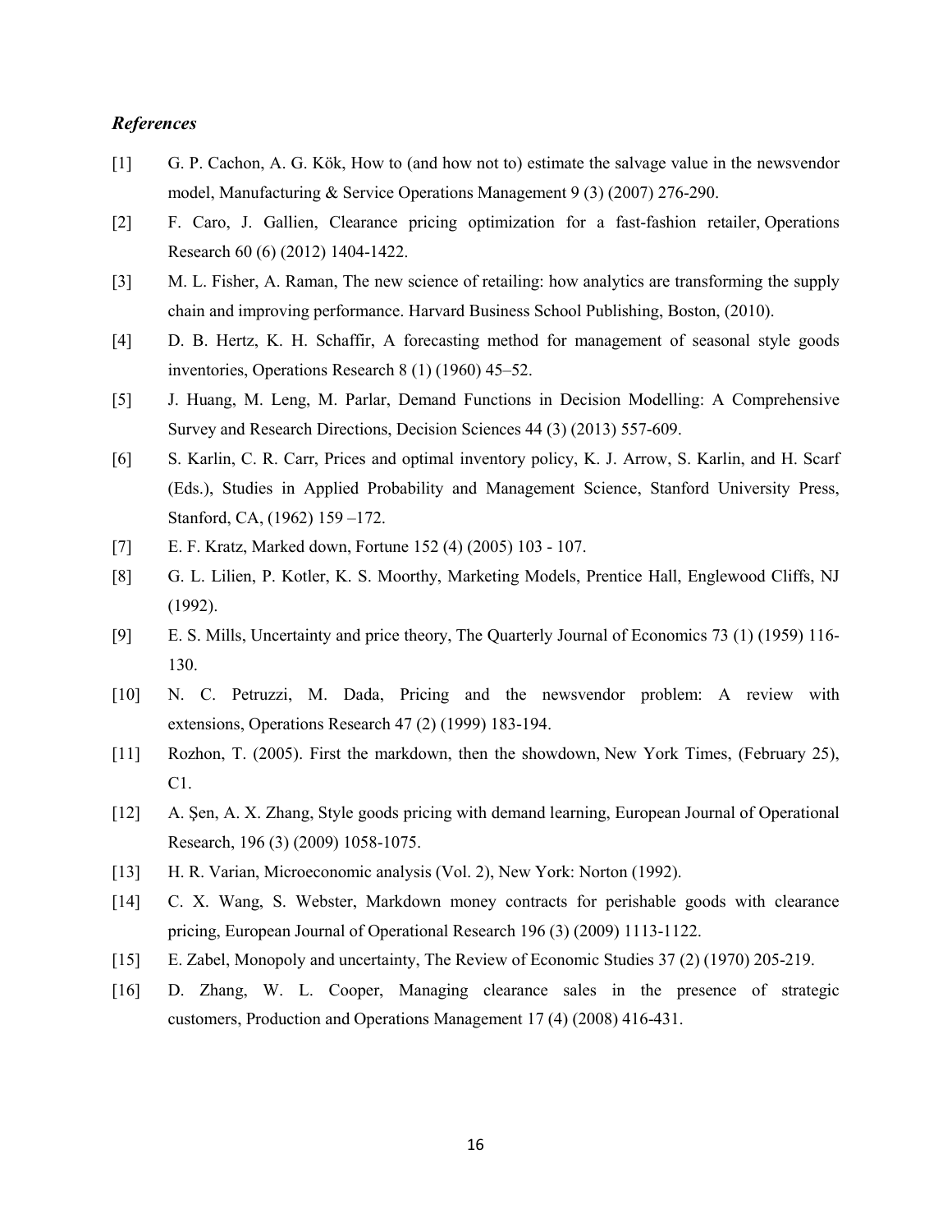### *References*

[1] G. P. Cachon, A. G. Kök, How to (and how not to) estimate the salvage value in the newsvendor model, Manufacturing & Service Operations Management 9 (3) (2007) 276-290.

[2] F. Caro, J. Gallien, Clearance pricing optimization for a fast-fashion retailer, Operations Research 60 (6) (2012) 1404-1422.

[3] M. L. Fisher, A. Raman, The new science of retailing: how analytics are transforming the supply chain and improving performance. Harvard Business School Publishing, Boston, (2010).

[4] D. B. Hertz, K. H. Schaffir, A forecasting method for management of seasonal style goods inventories, Operations Research 8 (1) (1960) 45–52.

[5] J. Huang, M. Leng, M. Parlar, Demand Functions in Decision Modelling: A Comprehensive Survey and Research Directions, Decision Sciences 44 (3) (2013) 557-609.

[6] S. Karlin, C. R. Carr, Prices and optimal inventory policy, K. J. Arrow, S. Karlin, and H. Scarf (Eds.), Studies in Applied Probability and Management Science, Stanford University Press, Stanford, CA, (1962) 159 –172.

[7] E. F. Kratz, Marked down, Fortune 152 (4) (2005) 103 - 107.

[8] G. L. Lilien, P. Kotler, K. S. Moorthy, Marketing Models, Prentice Hall, Englewood Cliffs, NJ (1992).

[9] E. S. Mills, Uncertainty and price theory, The Quarterly Journal of Economics 73 (1) (1959) 116-130.

[10] N. C. Petruzzi, M. Dada, Pricing and the newsvendor problem: A review with extensions, Operations Research 47 (2) (1999) 183-194.

[11] Rozhon, T. (2005). First the markdown, then the showdown, New York Times, (February 25), C1.

[12] A. Şen, A. X. Zhang, Style goods pricing with demand learning, European Journal of Operational Research, 196 (3) (2009) 1058-1075.

[13] H. R. Varian, Microeconomic analysis (Vol. 2), New York: Norton (1992).

[14] C. X. Wang, S. Webster, Markdown money contracts for perishable goods with clearance pricing, European Journal of Operational Research 196 (3) (2009) 1113-1122.

[15] E. Zabel, Monopoly and uncertainty, The Review of Economic Studies 37 (2) (1970) 205-219.

[16] D. Zhang, W. L. Cooper, Managing clearance sales in the presence of strategic customers, Production and Operations Management 17 (4) (2008) 416-431.